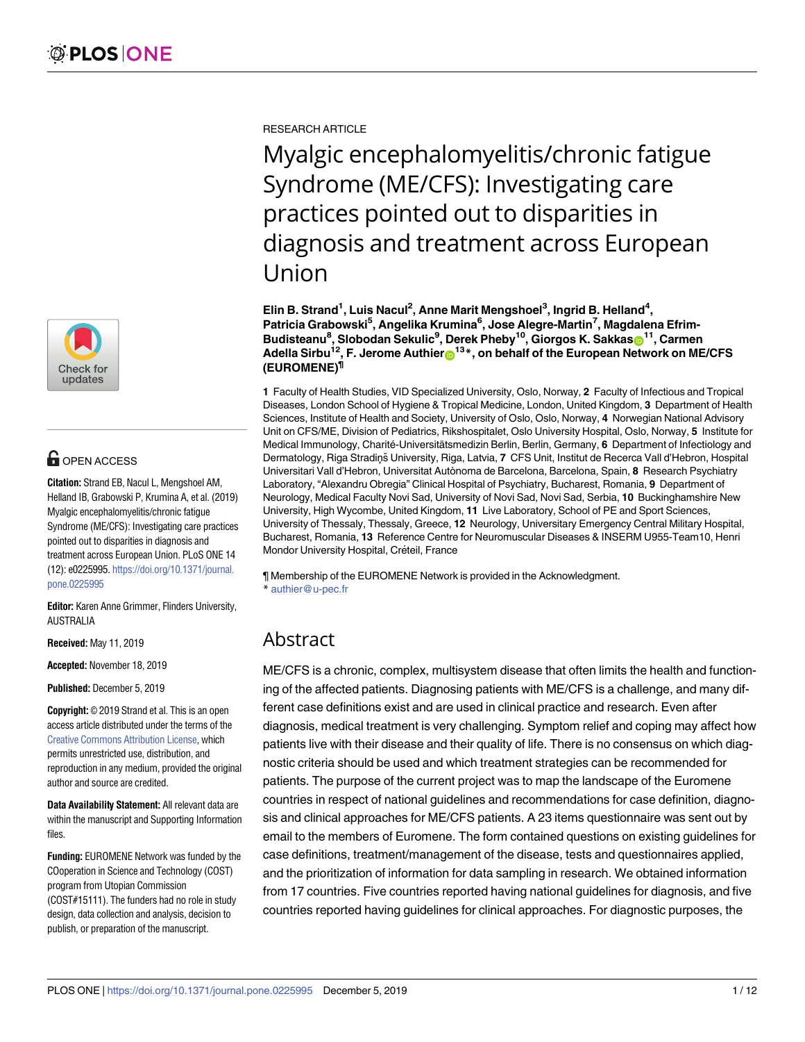RESEARCH ARTICLE

# Myalgic encephalomyelitis/chronic fatigue Syndrome (ME/CFS): Investigating care practices pointed out to disparities in diagnosis and treatment across European Union

**Elin B. Strand[1], Luis Nacul[2], Anne Marit Mengshoel[3], Ingrid B. Helland[4], Patricia Grabowski[5], Angelika Krumina[6], Jose Alegre-Martin[7], Magdalena Efrim-Budisteanu[8], Slobodan Sekulic[9], Derek Pheby[10], Giorgos K. Sakkas[11], Carmen Adella Sirbu[12], F. Jerome Authier[13]*, on behalf of the European Network on ME/CFS (EUROMENE)¶**

**1** Faculty of Health Studies, VID Specialized University, Oslo, Norway, **2** Faculty of Infectious and Tropical Diseases, London School of Hygiene & Tropical Medicine, London, United Kingdom, **3** Department of Health Sciences, Institute of Health and Society, University of Oslo, Oslo, Norway, **4** Norwegian National Advisory Unit on CFS/ME, Division of Pediatrics, Rikshospitalet, Oslo University Hospital, Oslo, Norway, **5** Institute for Medical Immunology, Charité-Universitätsmedizin Berlin, Berlin, Germany, **6** Department of Infectiology and Dermatology, Riga Stradiņš University, Riga, Latvia, **7** CFS Unit, Institut de Recerca Vall d'Hebron, Hospital Universitari Vall d'Hebron, Universitat Autònoma de Barcelona, Barcelona, Spain, **8** Research Psychiatry Laboratory, "Alexandru Obregia" Clinical Hospital of Psychiatry, Bucharest, Romania, **9** Department of Neurology, Medical Faculty Novi Sad, University of Novi Sad, Novi Sad, Serbia, **10** Buckinghamshire New University, High Wycombe, United Kingdom, **11** Live Laboratory, School of PE and Sport Sciences, University of Thessaly, Thessaly, Greece, **12** Neurology, Universitary Emergency Central Military Hospital, Bucharest, Romania, **13** Reference Centre for Neuromuscular Diseases & INSERM U955-Team10, Henri Mondor University Hospital, Créteil, France

¶ Membership of the EUROMENE Network is provided in the Acknowledgment.
* authier@u-pec.fr

OPEN ACCESS

**Citation:** Strand EB, Nacul L, Mengshoel AM, Helland IB, Grabowski P, Krumina A, et al. (2019) Myalgic encephalomyelitis/chronic fatigue Syndrome (ME/CFS): Investigating care practices pointed out to disparities in diagnosis and treatment across European Union. PLoS ONE 14 (12): e0225995. https://doi.org/10.1371/journal.pone.0225995

**Editor:** Karen Anne Grimmer, Flinders University, AUSTRALIA

**Received:** May 11, 2019

**Accepted:** November 18, 2019

**Published:** December 5, 2019

**Copyright:** © 2019 Strand et al. This is an open access article distributed under the terms of the Creative Commons Attribution License, which permits unrestricted use, distribution, and reproduction in any medium, provided the original author and source are credited.

**Data Availability Statement:** All relevant data are within the manuscript and Supporting Information files.

**Funding:** EUROMENE Network was funded by the COoperation in Science and Technology (COST) program from Utopian Commission (COST#15111). The funders had no role in study design, data collection and analysis, decision to publish, or preparation of the manuscript.

## Abstract

ME/CFS is a chronic, complex, multisystem disease that often limits the health and functioning of the affected patients. Diagnosing patients with ME/CFS is a challenge, and many different case definitions exist and are used in clinical practice and research. Even after diagnosis, medical treatment is very challenging. Symptom relief and coping may affect how patients live with their disease and their quality of life. There is no consensus on which diagnostic criteria should be used and which treatment strategies can be recommended for patients. The purpose of the current project was to map the landscape of the Euromene countries in respect of national guidelines and recommendations for case definition, diagnosis and clinical approaches for ME/CFS patients. A 23 items questionnaire was sent out by email to the members of Euromene. The form contained questions on existing guidelines for case definitions, treatment/management of the disease, tests and questionnaires applied, and the prioritization of information for data sampling in research. We obtained information from 17 countries. Five countries reported having national guidelines for diagnosis, and five countries reported having guidelines for clinical approaches. For diagnostic purposes, the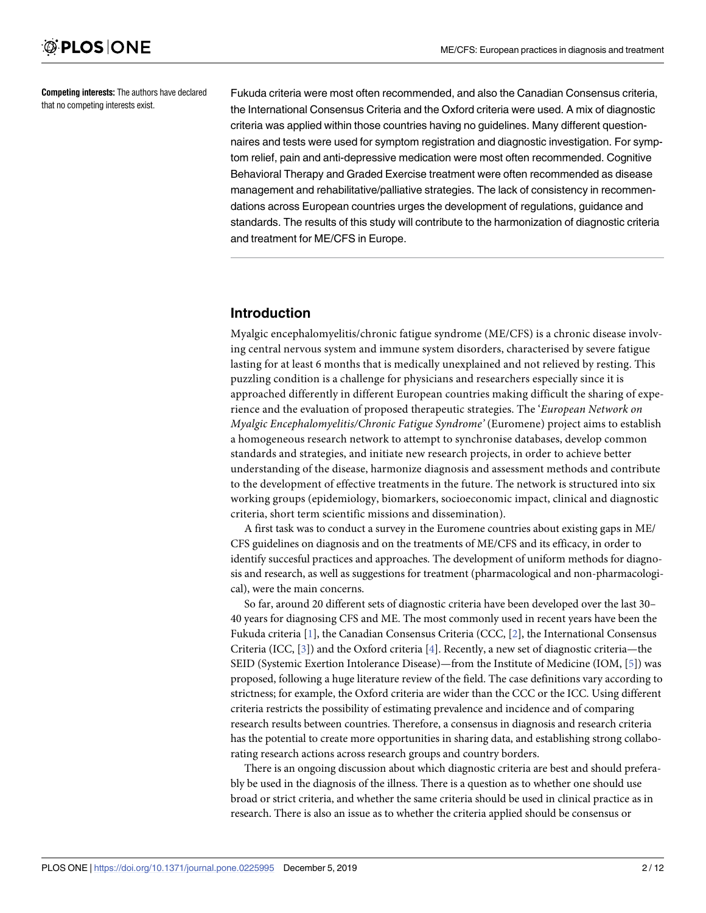**Competing interests:** The authors have declared that no competing interests exist.

Fukuda criteria were most often recommended, and also the Canadian Consensus criteria, the International Consensus Criteria and the Oxford criteria were used. A mix of diagnostic criteria was applied within those countries having no guidelines. Many different questionnaires and tests were used for symptom registration and diagnostic investigation. For symptom relief, pain and anti-depressive medication were most often recommended. Cognitive Behavioral Therapy and Graded Exercise treatment were often recommended as disease management and rehabilitative/palliative strategies. The lack of consistency in recommendations across European countries urges the development of regulations, guidance and standards. The results of this study will contribute to the harmonization of diagnostic criteria and treatment for ME/CFS in Europe.

## Introduction

Myalgic encephalomyelitis/chronic fatigue syndrome (ME/CFS) is a chronic disease involving central nervous system and immune system disorders, characterised by severe fatigue lasting for at least 6 months that is medically unexplained and not relieved by resting. This puzzling condition is a challenge for physicians and researchers especially since it is approached differently in different European countries making difficult the sharing of experience and the evaluation of proposed therapeutic strategies. The '*European Network on Myalgic Encephalomyelitis/Chronic Fatigue Syndrome'* (Euromene) project aims to establish a homogeneous research network to attempt to synchronise databases, develop common standards and strategies, and initiate new research projects, in order to achieve better understanding of the disease, harmonize diagnosis and assessment methods and contribute to the development of effective treatments in the future. The network is structured into six working groups (epidemiology, biomarkers, socioeconomic impact, clinical and diagnostic criteria, short term scientific missions and dissemination).

A first task was to conduct a survey in the Euromene countries about existing gaps in ME/CFS guidelines on diagnosis and on the treatments of ME/CFS and its efficacy, in order to identify succesful practices and approaches. The development of uniform methods for diagnosis and research, as well as suggestions for treatment (pharmacological and non-pharmacological), were the main concerns.

So far, around 20 different sets of diagnostic criteria have been developed over the last 30–40 years for diagnosing CFS and ME. The most commonly used in recent years have been the Fukuda criteria [1], the Canadian Consensus Criteria (CCC, [2], the International Consensus Criteria (ICC, [3]) and the Oxford criteria [4]. Recently, a new set of diagnostic criteria—the SEID (Systemic Exertion Intolerance Disease)—from the Institute of Medicine (IOM, [5]) was proposed, following a huge literature review of the field. The case definitions vary according to strictness; for example, the Oxford criteria are wider than the CCC or the ICC. Using different criteria restricts the possibility of estimating prevalence and incidence and of comparing research results between countries. Therefore, a consensus in diagnosis and research criteria has the potential to create more opportunities in sharing data, and establishing strong collaborating research actions across research groups and country borders.

There is an ongoing discussion about which diagnostic criteria are best and should preferably be used in the diagnosis of the illness. There is a question as to whether one should use broad or strict criteria, and whether the same criteria should be used in clinical practice as in research. There is also an issue as to whether the criteria applied should be consensus or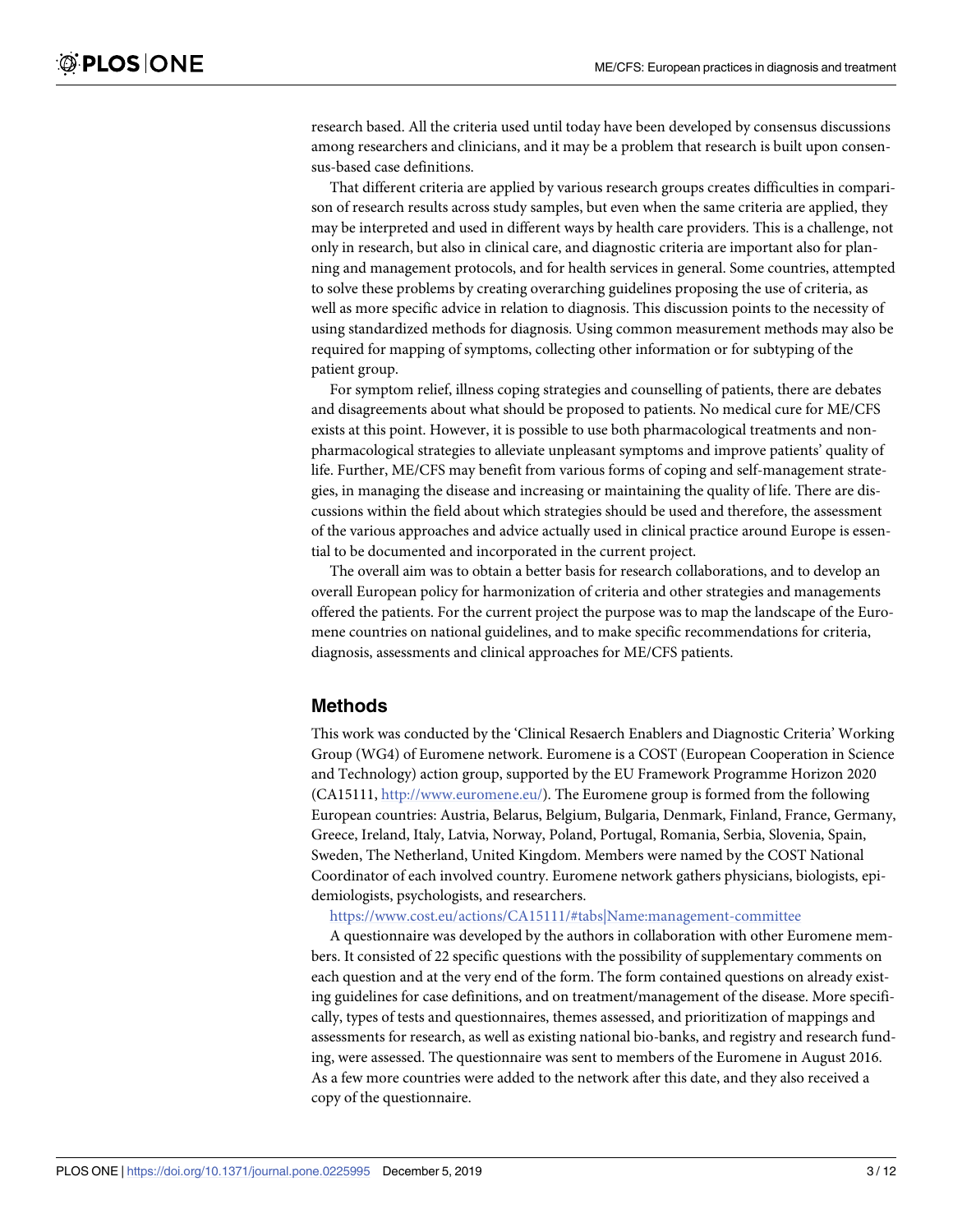research based. All the criteria used until today have been developed by consensus discussions among researchers and clinicians, and it may be a problem that research is built upon consensus-based case definitions.

That different criteria are applied by various research groups creates difficulties in comparison of research results across study samples, but even when the same criteria are applied, they may be interpreted and used in different ways by health care providers. This is a challenge, not only in research, but also in clinical care, and diagnostic criteria are important also for planning and management protocols, and for health services in general. Some countries, attempted to solve these problems by creating overarching guidelines proposing the use of criteria, as well as more specific advice in relation to diagnosis. This discussion points to the necessity of using standardized methods for diagnosis. Using common measurement methods may also be required for mapping of symptoms, collecting other information or for subtyping of the patient group.

For symptom relief, illness coping strategies and counselling of patients, there are debates and disagreements about what should be proposed to patients. No medical cure for ME/CFS exists at this point. However, it is possible to use both pharmacological treatments and non-pharmacological strategies to alleviate unpleasant symptoms and improve patients' quality of life. Further, ME/CFS may benefit from various forms of coping and self-management strategies, in managing the disease and increasing or maintaining the quality of life. There are discussions within the field about which strategies should be used and therefore, the assessment of the various approaches and advice actually used in clinical practice around Europe is essential to be documented and incorporated in the current project.

The overall aim was to obtain a better basis for research collaborations, and to develop an overall European policy for harmonization of criteria and other strategies and managements offered the patients. For the current project the purpose was to map the landscape of the Euromene countries on national guidelines, and to make specific recommendations for criteria, diagnosis, assessments and clinical approaches for ME/CFS patients.

## Methods

This work was conducted by the 'Clinical Resaerch Enablers and Diagnostic Criteria' Working Group (WG4) of Euromene network. Euromene is a COST (European Cooperation in Science and Technology) action group, supported by the EU Framework Programme Horizon 2020 (CA15111, http://www.euromene.eu/). The Euromene group is formed from the following European countries: Austria, Belarus, Belgium, Bulgaria, Denmark, Finland, France, Germany, Greece, Ireland, Italy, Latvia, Norway, Poland, Portugal, Romania, Serbia, Slovenia, Spain, Sweden, The Netherland, United Kingdom. Members were named by the COST National Coordinator of each involved country. Euromene network gathers physicians, biologists, epidemiologists, psychologists, and researchers.

https://www.cost.eu/actions/CA15111/#tabs|Name:management-committee

A questionnaire was developed by the authors in collaboration with other Euromene members. It consisted of 22 specific questions with the possibility of supplementary comments on each question and at the very end of the form. The form contained questions on already existing guidelines for case definitions, and on treatment/management of the disease. More specifically, types of tests and questionnaires, themes assessed, and prioritization of mappings and assessments for research, as well as existing national bio-banks, and registry and research funding, were assessed. The questionnaire was sent to members of the Euromene in August 2016. As a few more countries were added to the network after this date, and they also received a copy of the questionnaire.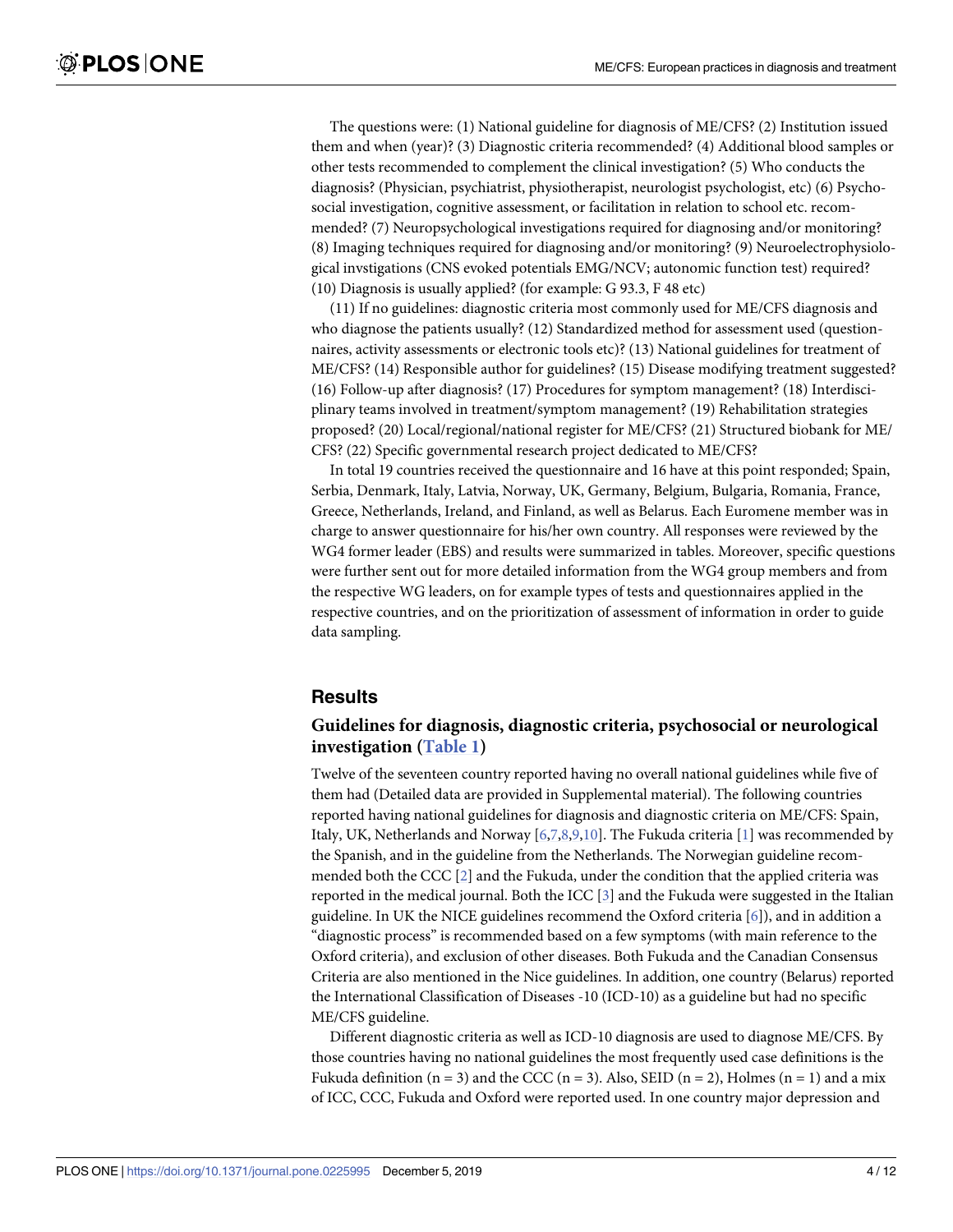The questions were: (1) National guideline for diagnosis of ME/CFS? (2) Institution issued them and when (year)? (3) Diagnostic criteria recommended? (4) Additional blood samples or other tests recommended to complement the clinical investigation? (5) Who conducts the diagnosis? (Physician, psychiatrist, physiotherapist, neurologist psychologist, etc) (6) Psychosocial investigation, cognitive assessment, or facilitation in relation to school etc. recommended? (7) Neuropsychological investigations required for diagnosing and/or monitoring? (8) Imaging techniques required for diagnosing and/or monitoring? (9) Neuroelectrophysiological invstigations (CNS evoked potentials EMG/NCV; autonomic function test) required? (10) Diagnosis is usually applied? (for example: G 93.3, F 48 etc)

(11) If no guidelines: diagnostic criteria most commonly used for ME/CFS diagnosis and who diagnose the patients usually? (12) Standardized method for assessment used (questionnaires, activity assessments or electronic tools etc)? (13) National guidelines for treatment of ME/CFS? (14) Responsible author for guidelines? (15) Disease modifying treatment suggested? (16) Follow-up after diagnosis? (17) Procedures for symptom management? (18) Interdisciplinary teams involved in treatment/symptom management? (19) Rehabilitation strategies proposed? (20) Local/regional/national register for ME/CFS? (21) Structured biobank for ME/CFS? (22) Specific governmental research project dedicated to ME/CFS?

In total 19 countries received the questionnaire and 16 have at this point responded; Spain, Serbia, Denmark, Italy, Latvia, Norway, UK, Germany, Belgium, Bulgaria, Romania, France, Greece, Netherlands, Ireland, and Finland, as well as Belarus. Each Euromene member was in charge to answer questionnaire for his/her own country. All responses were reviewed by the WG4 former leader (EBS) and results were summarized in tables. Moreover, specific questions were further sent out for more detailed information from the WG4 group members and from the respective WG leaders, on for example types of tests and questionnaires applied in the respective countries, and on the prioritization of assessment of information in order to guide data sampling.

## Results

### Guidelines for diagnosis, diagnostic criteria, psychosocial or neurological investigation (Table 1)

Twelve of the seventeen country reported having no overall national guidelines while five of them had (Detailed data are provided in Supplemental material). The following countries reported having national guidelines for diagnosis and diagnostic criteria on ME/CFS: Spain, Italy, UK, Netherlands and Norway [6,7,8,9,10]. The Fukuda criteria [1] was recommended by the Spanish, and in the guideline from the Netherlands. The Norwegian guideline recommended both the CCC [2] and the Fukuda, under the condition that the applied criteria was reported in the medical journal. Both the ICC [3] and the Fukuda were suggested in the Italian guideline. In UK the NICE guidelines recommend the Oxford criteria [6]), and in addition a "diagnostic process" is recommended based on a few symptoms (with main reference to the Oxford criteria), and exclusion of other diseases. Both Fukuda and the Canadian Consensus Criteria are also mentioned in the Nice guidelines. In addition, one country (Belarus) reported the International Classification of Diseases -10 (ICD-10) as a guideline but had no specific ME/CFS guideline.

Different diagnostic criteria as well as ICD-10 diagnosis are used to diagnose ME/CFS. By those countries having no national guidelines the most frequently used case definitions is the Fukuda definition (n = 3) and the CCC (n = 3). Also, SEID (n = 2), Holmes (n = 1) and a mix of ICC, CCC, Fukuda and Oxford were reported used. In one country major depression and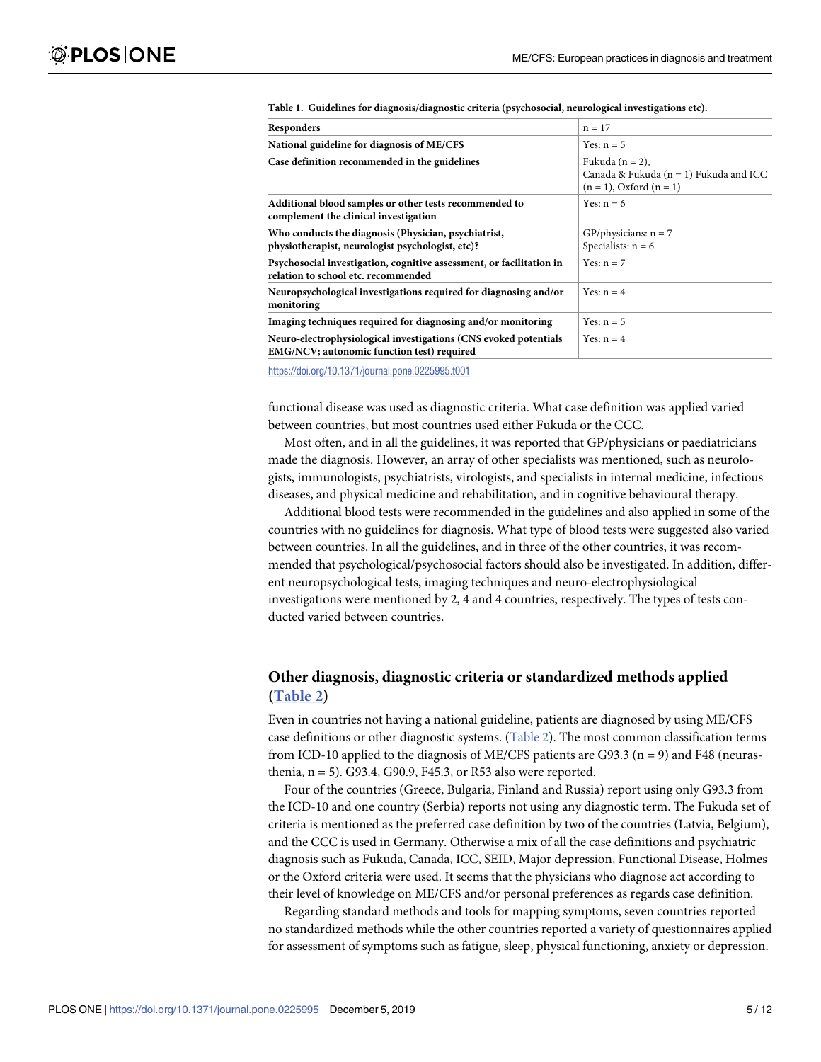**Table 1. Guidelines for diagnosis/diagnostic criteria (psychosocial, neurological investigations etc).**

| Responders | n = 17 |
| --- | --- |
| **National guideline for diagnosis of ME/CFS** | Yes: n = 5 |
| **Case definition recommended in the guidelines** | Fukuda (n = 2), Canada & Fukuda (n = 1) Fukuda and ICC (n = 1), Oxford (n = 1) |
| **Additional blood samples or other tests recommended to complement the clinical investigation** | Yes: n = 6 |
| **Who conducts the diagnosis (Physician, psychiatrist, physiotherapist, neurologist psychologist, etc)?** | GP/physicians: n = 7 Specialists: n = 6 |
| **Psychosocial investigation, cognitive assessment, or facilitation in relation to school etc. recommended** | Yes: n = 7 |
| **Neuropsychological investigations required for diagnosing and/or monitoring** | Yes: n = 4 |
| **Imaging techniques required for diagnosing and/or monitoring** | Yes: n = 5 |
| **Neuro-electrophysiological investigations (CNS evoked potentials EMG/NCV; autonomic function test) required** | Yes: n = 4 |

https://doi.org/10.1371/journal.pone.0225995.t001

functional disease was used as diagnostic criteria. What case definition was applied varied between countries, but most countries used either Fukuda or the CCC.

Most often, and in all the guidelines, it was reported that GP/physicians or paediatricians made the diagnosis. However, an array of other specialists was mentioned, such as neurologists, immunologists, psychiatrists, virologists, and specialists in internal medicine, infectious diseases, and physical medicine and rehabilitation, and in cognitive behavioural therapy.

Additional blood tests were recommended in the guidelines and also applied in some of the countries with no guidelines for diagnosis. What type of blood tests were suggested also varied between countries. In all the guidelines, and in three of the other countries, it was recommended that psychological/psychosocial factors should also be investigated. In addition, different neuropsychological tests, imaging techniques and neuro-electrophysiological investigations were mentioned by 2, 4 and 4 countries, respectively. The types of tests conducted varied between countries.

## Other diagnosis, diagnostic criteria or standardized methods applied (Table 2)

Even in countries not having a national guideline, patients are diagnosed by using ME/CFS case definitions or other diagnostic systems. (Table 2). The most common classification terms from ICD-10 applied to the diagnosis of ME/CFS patients are G93.3 (n = 9) and F48 (neurasthenia, n = 5). G93.4, G90.9, F45.3, or R53 also were reported.

Four of the countries (Greece, Bulgaria, Finland and Russia) report using only G93.3 from the ICD-10 and one country (Serbia) reports not using any diagnostic term. The Fukuda set of criteria is mentioned as the preferred case definition by two of the countries (Latvia, Belgium), and the CCC is used in Germany. Otherwise a mix of all the case definitions and psychiatric diagnosis such as Fukuda, Canada, ICC, SEID, Major depression, Functional Disease, Holmes or the Oxford criteria were used. It seems that the physicians who diagnose act according to their level of knowledge on ME/CFS and/or personal preferences as regards case definition.

Regarding standard methods and tools for mapping symptoms, seven countries reported no standardized methods while the other countries reported a variety of questionnaires applied for assessment of symptoms such as fatigue, sleep, physical functioning, anxiety or depression.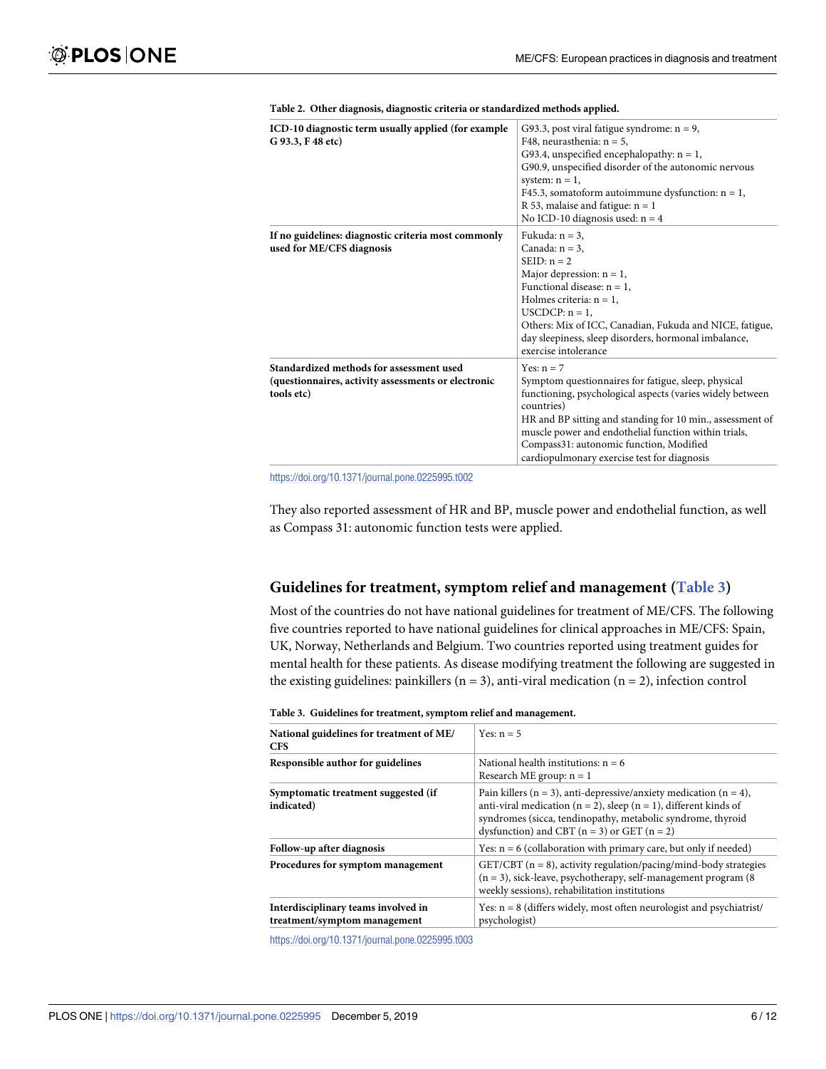**Table 2. Other diagnosis, diagnostic criteria or standardized methods applied.**

| | |
|---|---|
| **ICD-10 diagnostic term usually applied (for example G 93.3, F 48 etc)** | G93.3, post viral fatigue syndrome: n = 9,<br>F48, neurasthenia: n = 5,<br>G93.4, unspecified encephalopathy: n = 1,<br>G90.9, unspecified disorder of the autonomic nervous system: n = 1,<br>F45.3, somatoform autoimmune dysfunction: n = 1,<br>R 53, malaise and fatigue: n = 1<br>No ICD-10 diagnosis used: n = 4 |
| **If no guidelines: diagnostic criteria most commonly used for ME/CFS diagnosis** | Fukuda: n = 3,<br>Canada: n = 3,<br>SEID: n = 2<br>Major depression: n = 1,<br>Functional disease: n = 1,<br>Holmes criteria: n = 1,<br>USCDCP: n = 1,<br>Others: Mix of ICC, Canadian, Fukuda and NICE, fatigue, day sleepiness, sleep disorders, hormonal imbalance, exercise intolerance |
| **Standardized methods for assessment used (questionnaires, activity assessments or electronic tools etc)** | Yes: n = 7<br>Symptom questionnaires for fatigue, sleep, physical functioning, psychological aspects (varies widely between countries)<br>HR and BP sitting and standing for 10 min., assessment of muscle power and endothelial function within trials, Compass31: autonomic function, Modified cardiopulmonary exercise test for diagnosis |

https://doi.org/10.1371/journal.pone.0225995.t002

They also reported assessment of HR and BP, muscle power and endothelial function, as well as Compass 31: autonomic function tests were applied.

## Guidelines for treatment, symptom relief and management (Table 3)

Most of the countries do not have national guidelines for treatment of ME/CFS. The following five countries reported to have national guidelines for clinical approaches in ME/CFS: Spain, UK, Norway, Netherlands and Belgium. Two countries reported using treatment guides for mental health for these patients. As disease modifying treatment the following are suggested in the existing guidelines: painkillers (n = 3), anti-viral medication (n = 2), infection control

**Table 3. Guidelines for treatment, symptom relief and management.**

| | |
|---|---|
| **National guidelines for treatment of ME/CFS** | Yes: n = 5 |
| **Responsible author for guidelines** | National health institutions: n = 6<br>Research ME group: n = 1 |
| **Symptomatic treatment suggested (if indicated)** | Pain killers (n = 3), anti-depressive/anxiety medication (n = 4), anti-viral medication (n = 2), sleep (n = 1), different kinds of syndromes (sicca, tendinopathy, metabolic syndrome, thyroid dysfunction) and CBT (n = 3) or GET (n = 2) |
| **Follow-up after diagnosis** | Yes: n = 6 (collaboration with primary care, but only if needed) |
| **Procedures for symptom management** | GET/CBT (n = 8), activity regulation/pacing/mind-body strategies (n = 3), sick-leave, psychotherapy, self-management program (8 weekly sessions), rehabilitation institutions |
| **Interdisciplinary teams involved in treatment/symptom management** | Yes: n = 8 (differs widely, most often neurologist and psychiatrist/psychologist) |

https://doi.org/10.1371/journal.pone.0225995.t003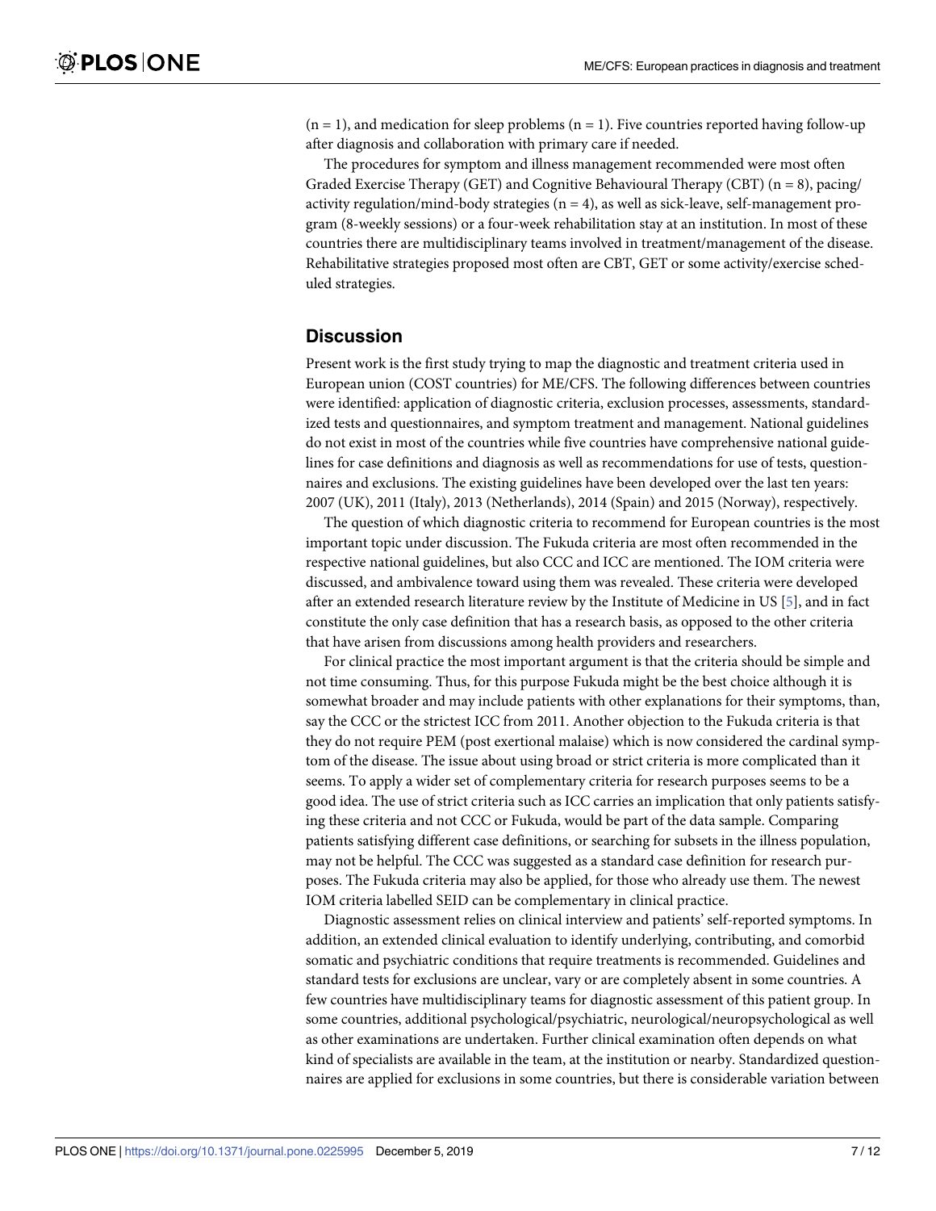(n = 1), and medication for sleep problems (n = 1). Five countries reported having follow-up after diagnosis and collaboration with primary care if needed.

The procedures for symptom and illness management recommended were most often Graded Exercise Therapy (GET) and Cognitive Behavioural Therapy (CBT) (n = 8), pacing/activity regulation/mind-body strategies (n = 4), as well as sick-leave, self-management program (8-weekly sessions) or a four-week rehabilitation stay at an institution. In most of these countries there are multidisciplinary teams involved in treatment/management of the disease. Rehabilitative strategies proposed most often are CBT, GET or some activity/exercise scheduled strategies.

## Discussion

Present work is the first study trying to map the diagnostic and treatment criteria used in European union (COST countries) for ME/CFS. The following differences between countries were identified: application of diagnostic criteria, exclusion processes, assessments, standardized tests and questionnaires, and symptom treatment and management. National guidelines do not exist in most of the countries while five countries have comprehensive national guidelines for case definitions and diagnosis as well as recommendations for use of tests, questionnaires and exclusions. The existing guidelines have been developed over the last ten years: 2007 (UK), 2011 (Italy), 2013 (Netherlands), 2014 (Spain) and 2015 (Norway), respectively.

The question of which diagnostic criteria to recommend for European countries is the most important topic under discussion. The Fukuda criteria are most often recommended in the respective national guidelines, but also CCC and ICC are mentioned. The IOM criteria were discussed, and ambivalence toward using them was revealed. These criteria were developed after an extended research literature review by the Institute of Medicine in US [5], and in fact constitute the only case definition that has a research basis, as opposed to the other criteria that have arisen from discussions among health providers and researchers.

For clinical practice the most important argument is that the criteria should be simple and not time consuming. Thus, for this purpose Fukuda might be the best choice although it is somewhat broader and may include patients with other explanations for their symptoms, than, say the CCC or the strictest ICC from 2011. Another objection to the Fukuda criteria is that they do not require PEM (post exertional malaise) which is now considered the cardinal symptom of the disease. The issue about using broad or strict criteria is more complicated than it seems. To apply a wider set of complementary criteria for research purposes seems to be a good idea. The use of strict criteria such as ICC carries an implication that only patients satisfying these criteria and not CCC or Fukuda, would be part of the data sample. Comparing patients satisfying different case definitions, or searching for subsets in the illness population, may not be helpful. The CCC was suggested as a standard case definition for research purposes. The Fukuda criteria may also be applied, for those who already use them. The newest IOM criteria labelled SEID can be complementary in clinical practice.

Diagnostic assessment relies on clinical interview and patients' self-reported symptoms. In addition, an extended clinical evaluation to identify underlying, contributing, and comorbid somatic and psychiatric conditions that require treatments is recommended. Guidelines and standard tests for exclusions are unclear, vary or are completely absent in some countries. A few countries have multidisciplinary teams for diagnostic assessment of this patient group. In some countries, additional psychological/psychiatric, neurological/neuropsychological as well as other examinations are undertaken. Further clinical examination often depends on what kind of specialists are available in the team, at the institution or nearby. Standardized questionnaires are applied for exclusions in some countries, but there is considerable variation between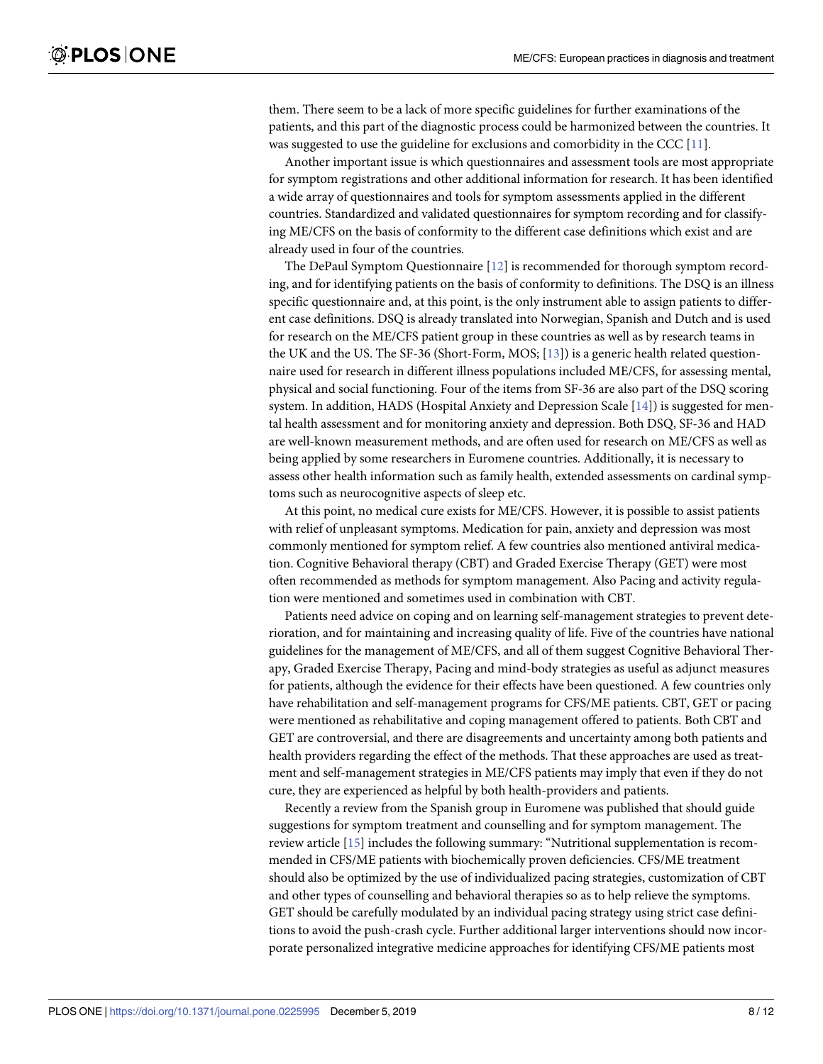them. There seem to be a lack of more specific guidelines for further examinations of the patients, and this part of the diagnostic process could be harmonized between the countries. It was suggested to use the guideline for exclusions and comorbidity in the CCC [11].

Another important issue is which questionnaires and assessment tools are most appropriate for symptom registrations and other additional information for research. It has been identified a wide array of questionnaires and tools for symptom assessments applied in the different countries. Standardized and validated questionnaires for symptom recording and for classifying ME/CFS on the basis of conformity to the different case definitions which exist and are already used in four of the countries.

The DePaul Symptom Questionnaire [12] is recommended for thorough symptom recording, and for identifying patients on the basis of conformity to definitions. The DSQ is an illness specific questionnaire and, at this point, is the only instrument able to assign patients to different case definitions. DSQ is already translated into Norwegian, Spanish and Dutch and is used for research on the ME/CFS patient group in these countries as well as by research teams in the UK and the US. The SF-36 (Short-Form, MOS; [13]) is a generic health related questionnaire used for research in different illness populations included ME/CFS, for assessing mental, physical and social functioning. Four of the items from SF-36 are also part of the DSQ scoring system. In addition, HADS (Hospital Anxiety and Depression Scale [14]) is suggested for mental health assessment and for monitoring anxiety and depression. Both DSQ, SF-36 and HAD are well-known measurement methods, and are often used for research on ME/CFS as well as being applied by some researchers in Euromene countries. Additionally, it is necessary to assess other health information such as family health, extended assessments on cardinal symptoms such as neurocognitive aspects of sleep etc.

At this point, no medical cure exists for ME/CFS. However, it is possible to assist patients with relief of unpleasant symptoms. Medication for pain, anxiety and depression was most commonly mentioned for symptom relief. A few countries also mentioned antiviral medication. Cognitive Behavioral therapy (CBT) and Graded Exercise Therapy (GET) were most often recommended as methods for symptom management. Also Pacing and activity regulation were mentioned and sometimes used in combination with CBT.

Patients need advice on coping and on learning self-management strategies to prevent deterioration, and for maintaining and increasing quality of life. Five of the countries have national guidelines for the management of ME/CFS, and all of them suggest Cognitive Behavioral Therapy, Graded Exercise Therapy, Pacing and mind-body strategies as useful as adjunct measures for patients, although the evidence for their effects have been questioned. A few countries only have rehabilitation and self-management programs for CFS/ME patients. CBT, GET or pacing were mentioned as rehabilitative and coping management offered to patients. Both CBT and GET are controversial, and there are disagreements and uncertainty among both patients and health providers regarding the effect of the methods. That these approaches are used as treatment and self-management strategies in ME/CFS patients may imply that even if they do not cure, they are experienced as helpful by both health-providers and patients.

Recently a review from the Spanish group in Euromene was published that should guide suggestions for symptom treatment and counselling and for symptom management. The review article [15] includes the following summary: "Nutritional supplementation is recommended in CFS/ME patients with biochemically proven deficiencies. CFS/ME treatment should also be optimized by the use of individualized pacing strategies, customization of CBT and other types of counselling and behavioral therapies so as to help relieve the symptoms. GET should be carefully modulated by an individual pacing strategy using strict case definitions to avoid the push-crash cycle. Further additional larger interventions should now incorporate personalized integrative medicine approaches for identifying CFS/ME patients most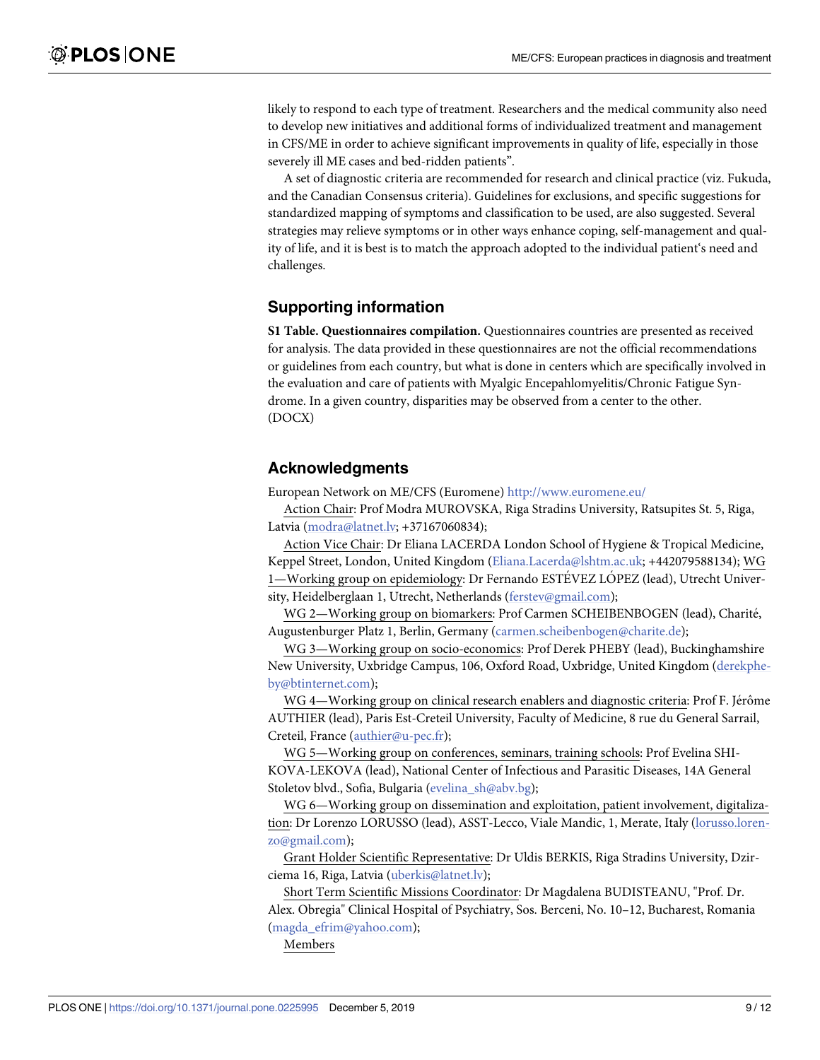likely to respond to each type of treatment. Researchers and the medical community also need to develop new initiatives and additional forms of individualized treatment and management in CFS/ME in order to achieve significant improvements in quality of life, especially in those severely ill ME cases and bed-ridden patients".

A set of diagnostic criteria are recommended for research and clinical practice (viz. Fukuda, and the Canadian Consensus criteria). Guidelines for exclusions, and specific suggestions for standardized mapping of symptoms and classification to be used, are also suggested. Several strategies may relieve symptoms or in other ways enhance coping, self-management and quality of life, and it is best is to match the approach adopted to the individual patient's need and challenges.

## Supporting information

**S1 Table. Questionnaires compilation.** Questionnaires countries are presented as received for analysis. The data provided in these questionnaires are not the official recommendations or guidelines from each country, but what is done in centers which are specifically involved in the evaluation and care of patients with Myalgic Encepahlomyelitis/Chronic Fatigue Syndrome. In a given country, disparities may be observed from a center to the other.
(DOCX)

## Acknowledgments

European Network on ME/CFS (Euromene) http://www.euromene.eu/

Action Chair: Prof Modra MUROVSKA, Riga Stradins University, Ratsupites St. 5, Riga, Latvia (modra@latnet.lv; +37167060834);

Action Vice Chair: Dr Eliana LACERDA London School of Hygiene & Tropical Medicine, Keppel Street, London, United Kingdom (Eliana.Lacerda@lshtm.ac.uk; +442079588134); WG 1—Working group on epidemiology: Dr Fernando ESTÉVEZ LÓPEZ (lead), Utrecht University, Heidelberglaan 1, Utrecht, Netherlands (ferstev@gmail.com);

WG 2—Working group on biomarkers: Prof Carmen SCHEIBENBOGEN (lead), Charité, Augustenburger Platz 1, Berlin, Germany (carmen.scheibenbogen@charite.de);

WG 3—Working group on socio-economics: Prof Derek PHEBY (lead), Buckinghamshire New University, Uxbridge Campus, 106, Oxford Road, Uxbridge, United Kingdom (derekpheby@btinternet.com);

WG 4—Working group on clinical research enablers and diagnostic criteria: Prof F. Jérôme AUTHIER (lead), Paris Est-Creteil University, Faculty of Medicine, 8 rue du General Sarrail, Creteil, France (authier@u-pec.fr);

WG 5—Working group on conferences, seminars, training schools: Prof Evelina SHIKOVA-LEKOVA (lead), National Center of Infectious and Parasitic Diseases, 14A General Stoletov blvd., Sofia, Bulgaria (evelina_sh@abv.bg);

WG 6—Working group on dissemination and exploitation, patient involvement, digitalization: Dr Lorenzo LORUSSO (lead), ASST-Lecco, Viale Mandic, 1, Merate, Italy (lorusso.lorenzo@gmail.com);

Grant Holder Scientific Representative: Dr Uldis BERKIS, Riga Stradins University, Dzirciema 16, Riga, Latvia (uberkis@latnet.lv);

Short Term Scientific Missions Coordinator: Dr Magdalena BUDISTEANU, "Prof. Dr. Alex. Obregia" Clinical Hospital of Psychiatry, Sos. Berceni, No. 10–12, Bucharest, Romania (magda_efrim@yahoo.com);

Members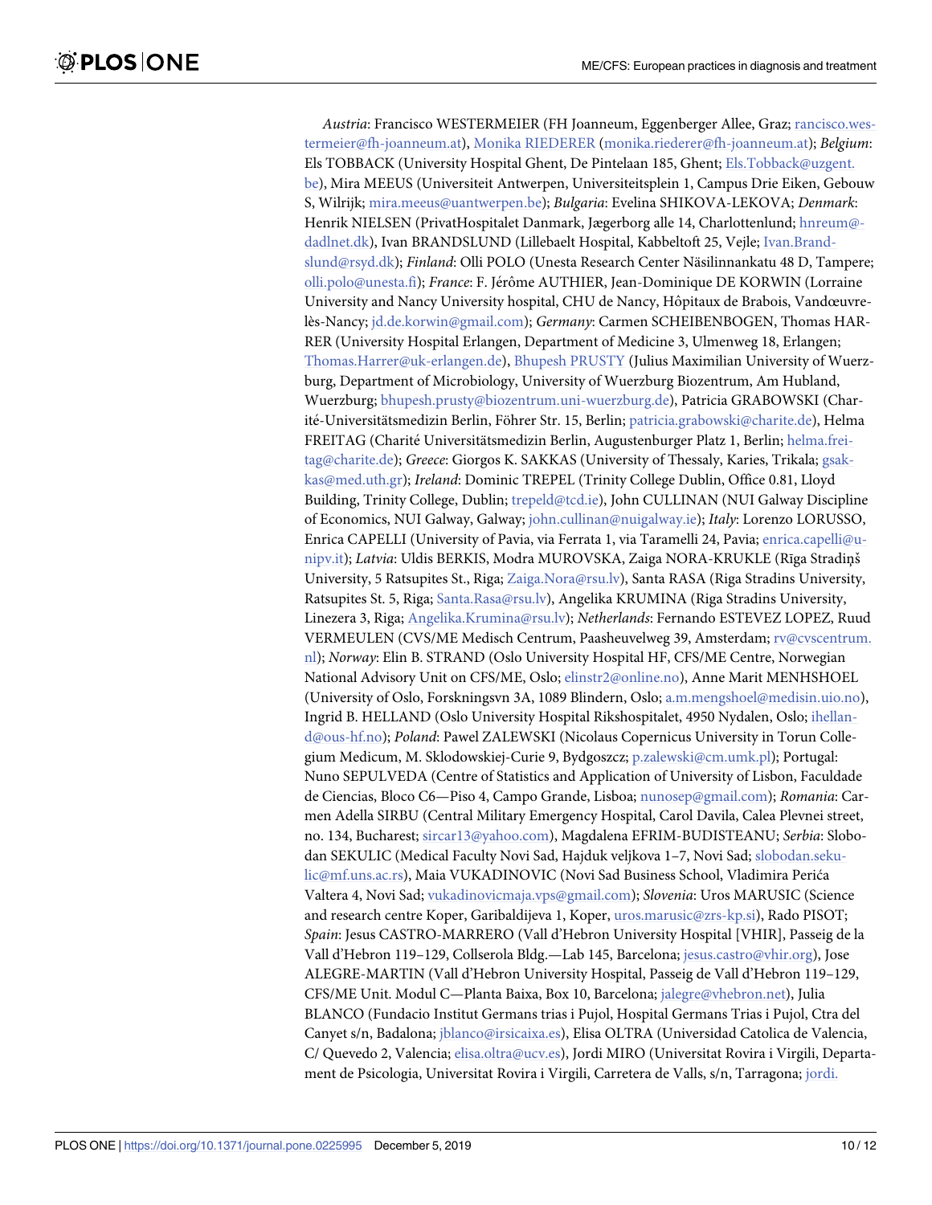*Austria*: Francisco WESTERMEIER (FH Joanneum, Eggenberger Allee, Graz; rancisco.westermeier@fh-joanneum.at), Monika RIEDERER (monika.riederer@fh-joanneum.at); *Belgium*: Els TOBBACK (University Hospital Ghent, De Pintelaan 185, Ghent; Els.Tobback@uzgent.be), Mira MEEUS (Universiteit Antwerpen, Universiteitsplein 1, Campus Drie Eiken, Gebouw S, Wilrijk; mira.meeus@uantwerpen.be); *Bulgaria*: Evelina SHIKOVA-LEKOVA; *Denmark*: Henrik NIELSEN (PrivatHospitalet Danmark, Jægerborg alle 14, Charlottenlund; hnreum@dadlnet.dk), Ivan BRANDSLUND (Lillebaelt Hospital, Kabbeltoft 25, Vejle; Ivan.Brandslund@rsyd.dk); *Finland*: Olli POLO (Unesta Research Center Näsilinnankatu 48 D, Tampere; olli.polo@unesta.fi); *France*: F. Jérôme AUTHIER, Jean-Dominique DE KORWIN (Lorraine University and Nancy University hospital, CHU de Nancy, Hôpitaux de Brabois, Vandœuvre-lès-Nancy; jd.de.korwin@gmail.com); *Germany*: Carmen SCHEIBENBOGEN, Thomas HARRER (University Hospital Erlangen, Department of Medicine 3, Ulmenweg 18, Erlangen; Thomas.Harrer@uk-erlangen.de), Bhupesh PRUSTY (Julius Maximilian University of Wuerzburg, Department of Microbiology, University of Wuerzburg Biozentrum, Am Hubland, Wuerzburg; bhupesh.prusty@biozentrum.uni-wuerzburg.de), Patricia GRABOWSKI (Charité-Universitätsmedizin Berlin, Föhrer Str. 15, Berlin; patricia.grabowski@charite.de), Helma FREITAG (Charité Universitätsmedizin Berlin, Augustenburger Platz 1, Berlin; helma.freitag@charite.de); *Greece*: Giorgos K. SAKKAS (University of Thessaly, Karies, Trikala; gsakkas@med.uth.gr); *Ireland*: Dominic TREPEL (Trinity College Dublin, Office 0.81, Lloyd Building, Trinity College, Dublin; trepeld@tcd.ie), John CULLINAN (NUI Galway Discipline of Economics, NUI Galway, Galway; john.cullinan@nuigalway.ie); *Italy*: Lorenzo LORUSSO, Enrica CAPELLI (University of Pavia, via Ferrata 1, via Taramelli 24, Pavia; enrica.capelli@unipv.it); *Latvia*: Uldis BERKIS, Modra MUROVSKA, Zaiga NORA-KRUKLE (Rīga Stradiņš University, 5 Ratsupites St., Riga; Zaiga.Nora@rsu.lv), Santa RASA (Riga Stradins University, Ratsupites St. 5, Riga; Santa.Rasa@rsu.lv), Angelika KRUMINA (Riga Stradins University, Linezera 3, Riga; Angelika.Krumina@rsu.lv); *Netherlands*: Fernando ESTEVEZ LOPEZ, Ruud VERMEULEN (CVS/ME Medisch Centrum, Paasheuvelweg 39, Amsterdam; rv@cvscentrum.nl); *Norway*: Elin B. STRAND (Oslo University Hospital HF, CFS/ME Centre, Norwegian National Advisory Unit on CFS/ME, Oslo; elinstr2@online.no), Anne Marit MENHSHOEL (University of Oslo, Forskningsvn 3A, 1089 Blindern, Oslo; a.m.mengshoel@medisin.uio.no), Ingrid B. HELLAND (Oslo University Hospital Rikshospitalet, 4950 Nydalen, Oslo; ihelland@ous-hf.no); *Poland*: Pawel ZALEWSKI (Nicolaus Copernicus University in Torun Collegium Medicum, M. Sklodowskiej-Curie 9, Bydgoszcz; p.zalewski@cm.umk.pl); Portugal: Nuno SEPULVEDA (Centre of Statistics and Application of University of Lisbon, Faculdade de Ciencias, Bloco C6—Piso 4, Campo Grande, Lisboa; nunosep@gmail.com); *Romania*: Carmen Adella SIRBU (Central Military Emergency Hospital, Carol Davila, Calea Plevnei street, no. 134, Bucharest; sircar13@yahoo.com), Magdalena EFRIM-BUDISTEANU; *Serbia*: Slobodan SEKULIC (Medical Faculty Novi Sad, Hajduk veljkova 1–7, Novi Sad; slobodan.sekulic@mf.uns.ac.rs), Maia VUKADINOVIC (Novi Sad Business School, Vladimira Perića Valtera 4, Novi Sad; vukadinovicmaja.vps@gmail.com); *Slovenia*: Uros MARUSIC (Science and research centre Koper, Garibaldijeva 1, Koper, uros.marusic@zrs-kp.si), Rado PISOT; *Spain*: Jesus CASTRO-MARRERO (Vall d'Hebron University Hospital [VHIR], Passeig de la Vall d'Hebron 119–129, Collserola Bldg.—Lab 145, Barcelona; jesus.castro@vhir.org), Jose ALEGRE-MARTIN (Vall d'Hebron University Hospital, Passeig de Vall d'Hebron 119–129, CFS/ME Unit. Modul C—Planta Baixa, Box 10, Barcelona; jalegre@vhebron.net), Julia BLANCO (Fundacio Institut Germans trias i Pujol, Hospital Germans Trias i Pujol, Ctra del Canyet s/n, Badalona; jblanco@irsicaixa.es), Elisa OLTRA (Universidad Catolica de Valencia, C/ Quevedo 2, Valencia; elisa.oltra@ucv.es), Jordi MIRO (Universitat Rovira i Virgili, Departament de Psicologia, Universitat Rovira i Virgili, Carretera de Valls, s/n, Tarragona; jordi.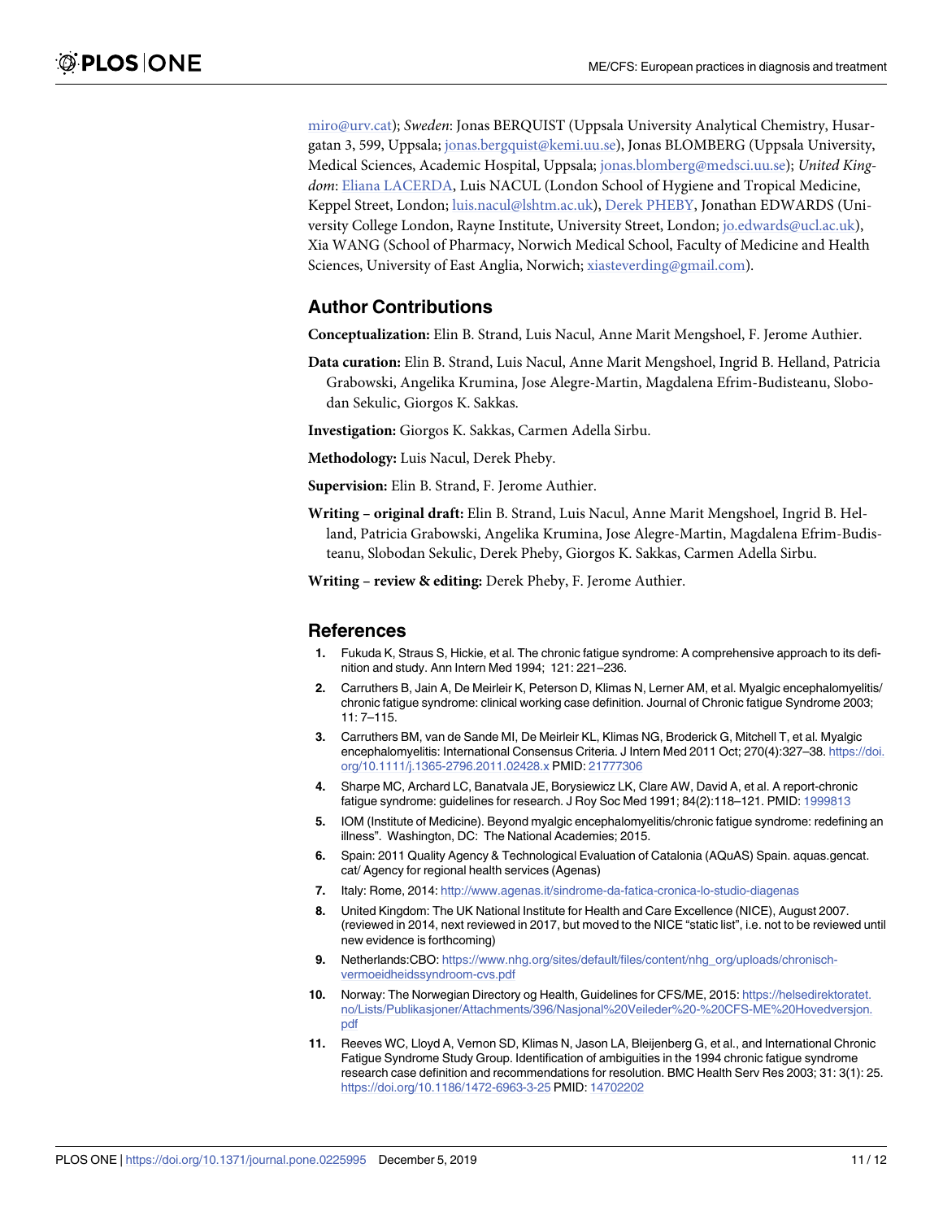miro@urv.cat); *Sweden*: Jonas BERQUIST (Uppsala University Analytical Chemistry, Husargatan 3, 599, Uppsala; jonas.bergquist@kemi.uu.se), Jonas BLOMBERG (Uppsala University, Medical Sciences, Academic Hospital, Uppsala; jonas.blomberg@medsci.uu.se); *United Kingdom*: Eliana LACERDA, Luis NACUL (London School of Hygiene and Tropical Medicine, Keppel Street, London; luis.nacul@lshtm.ac.uk), Derek PHEBY, Jonathan EDWARDS (University College London, Rayne Institute, University Street, London; jo.edwards@ucl.ac.uk), Xia WANG (School of Pharmacy, Norwich Medical School, Faculty of Medicine and Health Sciences, University of East Anglia, Norwich; xiasteverding@gmail.com).

## Author Contributions

**Conceptualization:** Elin B. Strand, Luis Nacul, Anne Marit Mengshoel, F. Jerome Authier.

**Data curation:** Elin B. Strand, Luis Nacul, Anne Marit Mengshoel, Ingrid B. Helland, Patricia Grabowski, Angelika Krumina, Jose Alegre-Martin, Magdalena Efrim-Budisteanu, Slobodan Sekulic, Giorgos K. Sakkas.

**Investigation:** Giorgos K. Sakkas, Carmen Adella Sirbu.

**Methodology:** Luis Nacul, Derek Pheby.

**Supervision:** Elin B. Strand, F. Jerome Authier.

**Writing – original draft:** Elin B. Strand, Luis Nacul, Anne Marit Mengshoel, Ingrid B. Helland, Patricia Grabowski, Angelika Krumina, Jose Alegre-Martin, Magdalena Efrim-Budisteanu, Slobodan Sekulic, Derek Pheby, Giorgos K. Sakkas, Carmen Adella Sirbu.

**Writing – review & editing:** Derek Pheby, F. Jerome Authier.

## References

1. Fukuda K, Straus S, Hickie, et al. The chronic fatigue syndrome: A comprehensive approach to its definition and study. Ann Intern Med 1994; 121: 221–236.
2. Carruthers B, Jain A, De Meirleir K, Peterson D, Klimas N, Lerner AM, et al. Myalgic encephalomyelitis/chronic fatigue syndrome: clinical working case definition. Journal of Chronic fatigue Syndrome 2003; 11: 7–115.
3. Carruthers BM, van de Sande MI, De Meirleir KL, Klimas NG, Broderick G, Mitchell T, et al. Myalgic encephalomyelitis: International Consensus Criteria. J Intern Med 2011 Oct; 270(4):327–38. https://doi.org/10.1111/j.1365-2796.2011.02428.x PMID: 21777306
4. Sharpe MC, Archard LC, Banatvala JE, Borysiewicz LK, Clare AW, David A, et al. A report-chronic fatigue syndrome: guidelines for research. J Roy Soc Med 1991; 84(2):118–121. PMID: 1999813
5. IOM (Institute of Medicine). Beyond myalgic encephalomyelitis/chronic fatigue syndrome: redefining an illness". Washington, DC: The National Academies; 2015.
6. Spain: 2011 Quality Agency & Technological Evaluation of Catalonia (AQuAS) Spain. aquas.gencat.cat/ Agency for regional health services (Agenas)
7. Italy: Rome, 2014: http://www.agenas.it/sindrome-da-fatica-cronica-lo-studio-diagenas
8. United Kingdom: The UK National Institute for Health and Care Excellence (NICE), August 2007. (reviewed in 2014, next reviewed in 2017, but moved to the NICE "static list", i.e. not to be reviewed until new evidence is forthcoming)
9. Netherlands:CBO: https://www.nhg.org/sites/default/files/content/nhg_org/uploads/chronisch-vermoeidheidssyndroom-cvs.pdf
10. Norway: The Norwegian Directory og Health, Guidelines for CFS/ME, 2015: https://helsedirektoratet.no/Lists/Publikasjoner/Attachments/396/Nasjonal%20Veileder%20-%20CFS-ME%20Hovedversjon.pdf
11. Reeves WC, Lloyd A, Vernon SD, Klimas N, Jason LA, Bleijenberg G, et al., and International Chronic Fatigue Syndrome Study Group. Identification of ambiguities in the 1994 chronic fatigue syndrome research case definition and recommendations for resolution. BMC Health Serv Res 2003; 31: 3(1): 25. https://doi.org/10.1186/1472-6963-3-25 PMID: 14702202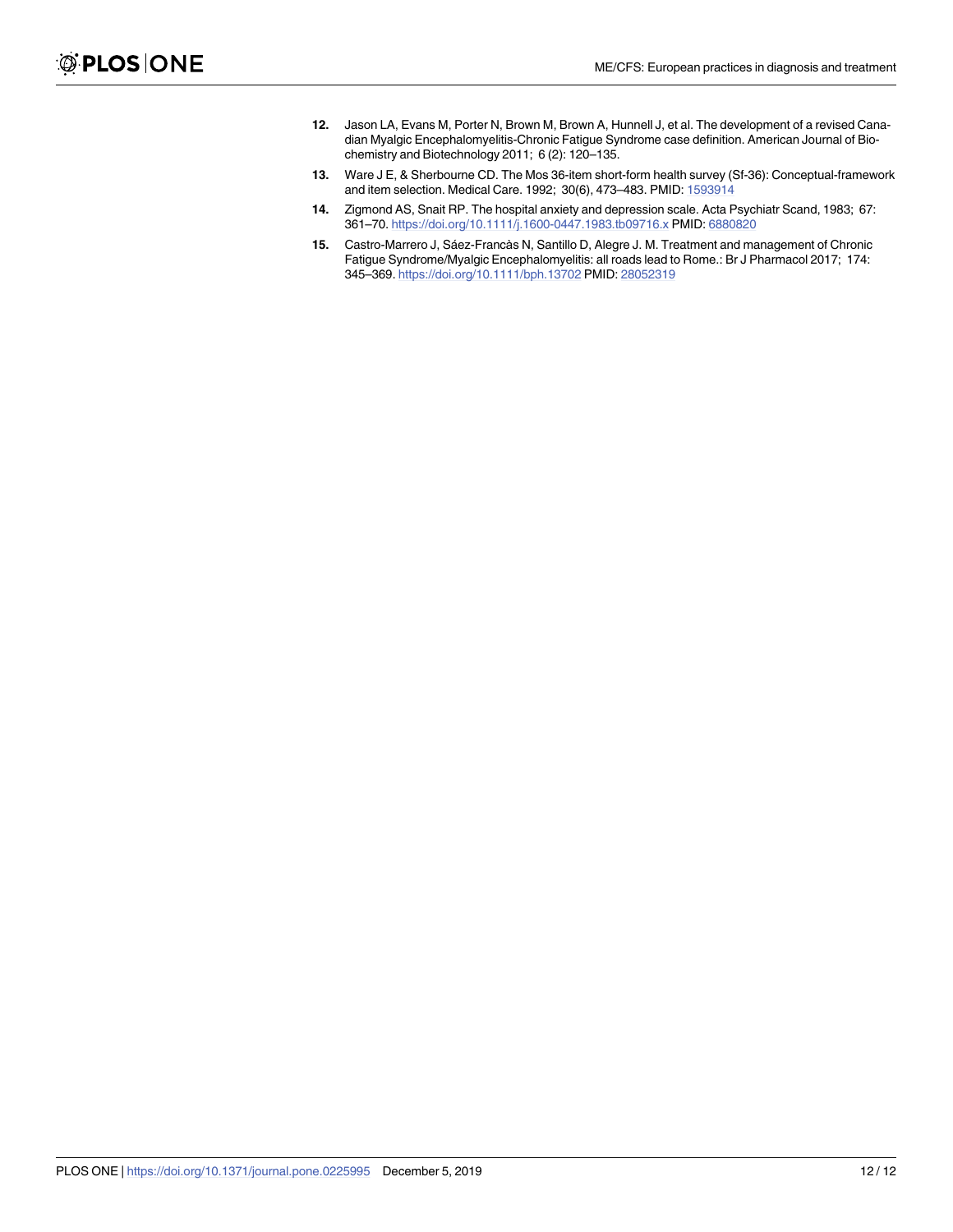12. Jason LA, Evans M, Porter N, Brown M, Brown A, Hunnell J, et al. The development of a revised Canadian Myalgic Encephalomyelitis-Chronic Fatigue Syndrome case definition. American Journal of Biochemistry and Biotechnology 2011; 6 (2): 120–135.

13. Ware J E, & Sherbourne CD. The Mos 36-item short-form health survey (Sf-36): Conceptual-framework and item selection. Medical Care. 1992; 30(6), 473–483. PMID: 1593914

14. Zigmond AS, Snait RP. The hospital anxiety and depression scale. Acta Psychiatr Scand, 1983; 67: 361–70. https://doi.org/10.1111/j.1600-0447.1983.tb09716.x PMID: 6880820

15. Castro-Marrero J, Sáez-Francàs N, Santillo D, Alegre J. M. Treatment and management of Chronic Fatigue Syndrome/Myalgic Encephalomyelitis: all roads lead to Rome.: Br J Pharmacol 2017; 174: 345–369. https://doi.org/10.1111/bph.13702 PMID: 28052319